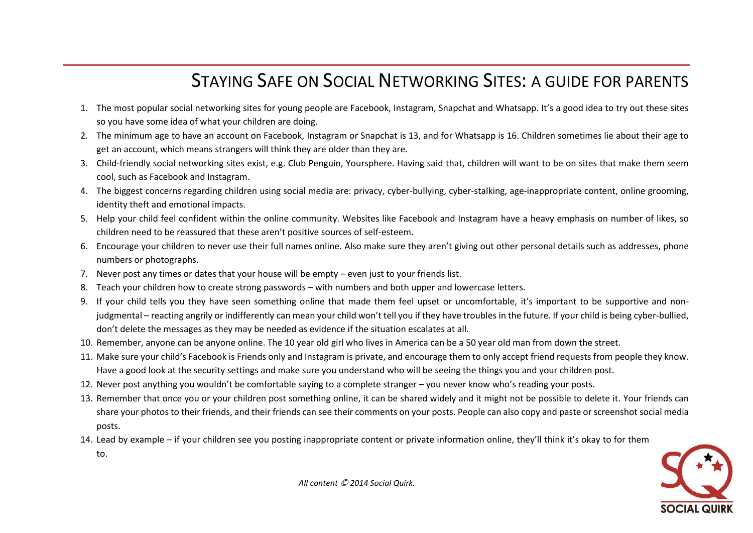# Staying Safe on Social Networking Sites: a guide for parents

1. The most popular social networking sites for young people are Facebook, Instagram, Snapchat and Whatsapp. It's a good idea to try out these sites so you have some idea of what your children are doing.
2. The minimum age to have an account on Facebook, Instagram or Snapchat is 13, and for Whatsapp is 16. Children sometimes lie about their age to get an account, which means strangers will think they are older than they are.
3. Child-friendly social networking sites exist, e.g. Club Penguin, Yoursphere. Having said that, children will want to be on sites that make them seem cool, such as Facebook and Instagram.
4. The biggest concerns regarding children using social media are: privacy, cyber-bullying, cyber-stalking, age-inappropriate content, online grooming, identity theft and emotional impacts.
5. Help your child feel confident within the online community. Websites like Facebook and Instagram have a heavy emphasis on number of likes, so children need to be reassured that these aren't positive sources of self-esteem.
6. Encourage your children to never use their full names online. Also make sure they aren't giving out other personal details such as addresses, phone numbers or photographs.
7. Never post any times or dates that your house will be empty – even just to your friends list.
8. Teach your children how to create strong passwords – with numbers and both upper and lowercase letters.
9. If your child tells you they have seen something online that made them feel upset or uncomfortable, it's important to be supportive and non-judgmental – reacting angrily or indifferently can mean your child won't tell you if they have troubles in the future. If your child is being cyber-bullied, don't delete the messages as they may be needed as evidence if the situation escalates at all.
10. Remember, anyone can be anyone online. The 10 year old girl who lives in America can be a 50 year old man from down the street.
11. Make sure your child's Facebook is Friends only and Instagram is private, and encourage them to only accept friend requests from people they know. Have a good look at the security settings and make sure you understand who will be seeing the things you and your children post.
12. Never post anything you wouldn't be comfortable saying to a complete stranger – you never know who's reading your posts.
13. Remember that once you or your children post something online, it can be shared widely and it might not be possible to delete it. Your friends can share your photos to their friends, and their friends can see their comments on your posts. People can also copy and paste or screenshot social media posts.
14. Lead by example – if your children see you posting inappropriate content or private information online, they'll think it's okay to for them to.

*All content © 2014 Social Quirk.*

SOCIAL QUIRK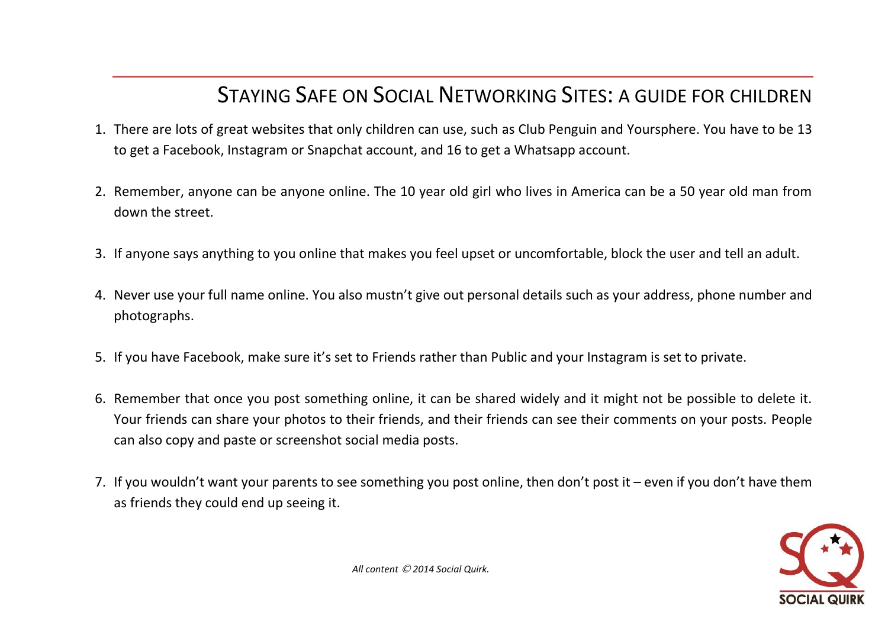# Staying Safe on Social Networking Sites: A Guide for Children

1. There are lots of great websites that only children can use, such as Club Penguin and Yoursphere. You have to be 13 to get a Facebook, Instagram or Snapchat account, and 16 to get a Whatsapp account.

2. Remember, anyone can be anyone online. The 10 year old girl who lives in America can be a 50 year old man from down the street.

3. If anyone says anything to you online that makes you feel upset or uncomfortable, block the user and tell an adult.

4. Never use your full name online. You also mustn't give out personal details such as your address, phone number and photographs.

5. If you have Facebook, make sure it's set to Friends rather than Public and your Instagram is set to private.

6. Remember that once you post something online, it can be shared widely and it might not be possible to delete it. Your friends can share your photos to their friends, and their friends can see their comments on your posts. People can also copy and paste or screenshot social media posts.

7. If you wouldn't want your parents to see something you post online, then don't post it – even if you don't have them as friends they could end up seeing it.

*All content © 2014 Social Quirk.*

SOCIAL QUIRK